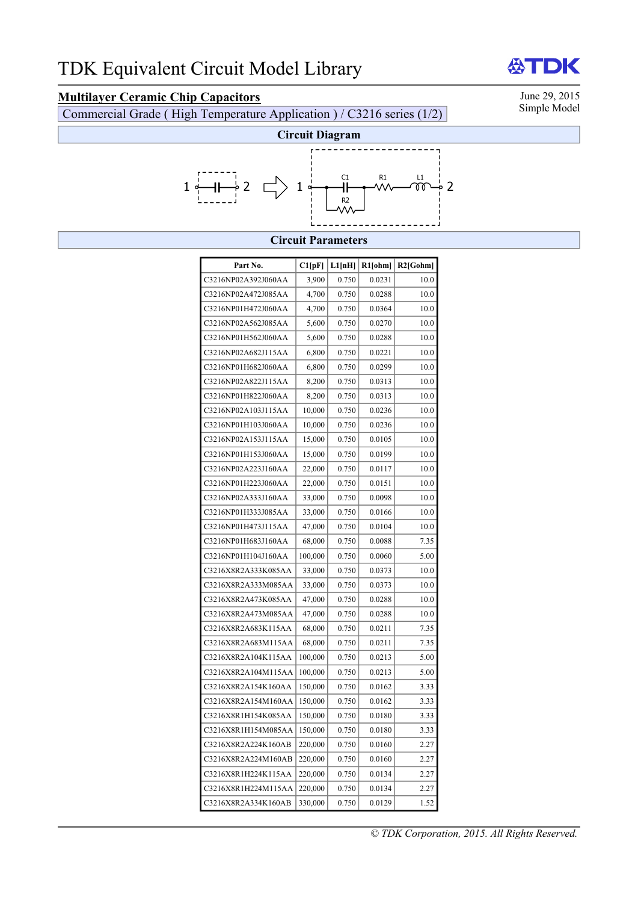# TDK Equivalent Circuit Model Library

## Multilayer Ceramic Chip Capacitors

June 29, 2015
Simple Model

Commercial Grade ( High Temperature Application ) / C3216 series (1/2)

### Circuit Diagram

1 —| |— 2 ⇨ 1 — C1 — R1 — L1 — 2 (R2 in parallel with C1)

### Circuit Parameters

| Part No. | C1[pF] | L1[nH] | R1[ohm] | R2[Gohm] |
|---|---|---|---|---|
| C3216NP02A392J060AA | 3,900 | 0.750 | 0.0231 | 10.0 |
| C3216NP02A472J085AA | 4,700 | 0.750 | 0.0288 | 10.0 |
| C3216NP01H472J060AA | 4,700 | 0.750 | 0.0364 | 10.0 |
| C3216NP02A562J085AA | 5,600 | 0.750 | 0.0270 | 10.0 |
| C3216NP01H562J060AA | 5,600 | 0.750 | 0.0288 | 10.0 |
| C3216NP02A682J115AA | 6,800 | 0.750 | 0.0221 | 10.0 |
| C3216NP01H682J060AA | 6,800 | 0.750 | 0.0299 | 10.0 |
| C3216NP02A822J115AA | 8,200 | 0.750 | 0.0313 | 10.0 |
| C3216NP01H822J060AA | 8,200 | 0.750 | 0.0313 | 10.0 |
| C3216NP02A103J115AA | 10,000 | 0.750 | 0.0236 | 10.0 |
| C3216NP01H103J060AA | 10,000 | 0.750 | 0.0236 | 10.0 |
| C3216NP02A153J115AA | 15,000 | 0.750 | 0.0105 | 10.0 |
| C3216NP01H153J060AA | 15,000 | 0.750 | 0.0199 | 10.0 |
| C3216NP02A223J160AA | 22,000 | 0.750 | 0.0117 | 10.0 |
| C3216NP01H223J060AA | 22,000 | 0.750 | 0.0151 | 10.0 |
| C3216NP02A333J160AA | 33,000 | 0.750 | 0.0098 | 10.0 |
| C3216NP01H333J085AA | 33,000 | 0.750 | 0.0166 | 10.0 |
| C3216NP01H473J115AA | 47,000 | 0.750 | 0.0104 | 10.0 |
| C3216NP01H683J160AA | 68,000 | 0.750 | 0.0088 | 7.35 |
| C3216NP01H104J160AA | 100,000 | 0.750 | 0.0060 | 5.00 |
| C3216X8R2A333K085AA | 33,000 | 0.750 | 0.0373 | 10.0 |
| C3216X8R2A333M085AA | 33,000 | 0.750 | 0.0373 | 10.0 |
| C3216X8R2A473K085AA | 47,000 | 0.750 | 0.0288 | 10.0 |
| C3216X8R2A473M085AA | 47,000 | 0.750 | 0.0288 | 10.0 |
| C3216X8R2A683K115AA | 68,000 | 0.750 | 0.0211 | 7.35 |
| C3216X8R2A683M115AA | 68,000 | 0.750 | 0.0211 | 7.35 |
| C3216X8R2A104K115AA | 100,000 | 0.750 | 0.0213 | 5.00 |
| C3216X8R2A104M115AA | 100,000 | 0.750 | 0.0213 | 5.00 |
| C3216X8R2A154K160AA | 150,000 | 0.750 | 0.0162 | 3.33 |
| C3216X8R2A154M160AA | 150,000 | 0.750 | 0.0162 | 3.33 |
| C3216X8R1H154K085AA | 150,000 | 0.750 | 0.0180 | 3.33 |
| C3216X8R1H154M085AA | 150,000 | 0.750 | 0.0180 | 3.33 |
| C3216X8R2A224K160AB | 220,000 | 0.750 | 0.0160 | 2.27 |
| C3216X8R2A224M160AB | 220,000 | 0.750 | 0.0160 | 2.27 |
| C3216X8R1H224K115AA | 220,000 | 0.750 | 0.0134 | 2.27 |
| C3216X8R1H224M115AA | 220,000 | 0.750 | 0.0134 | 2.27 |
| C3216X8R2A334K160AB | 330,000 | 0.750 | 0.0129 | 1.52 |

*© TDK Corporation, 2015. All Rights Reserved.*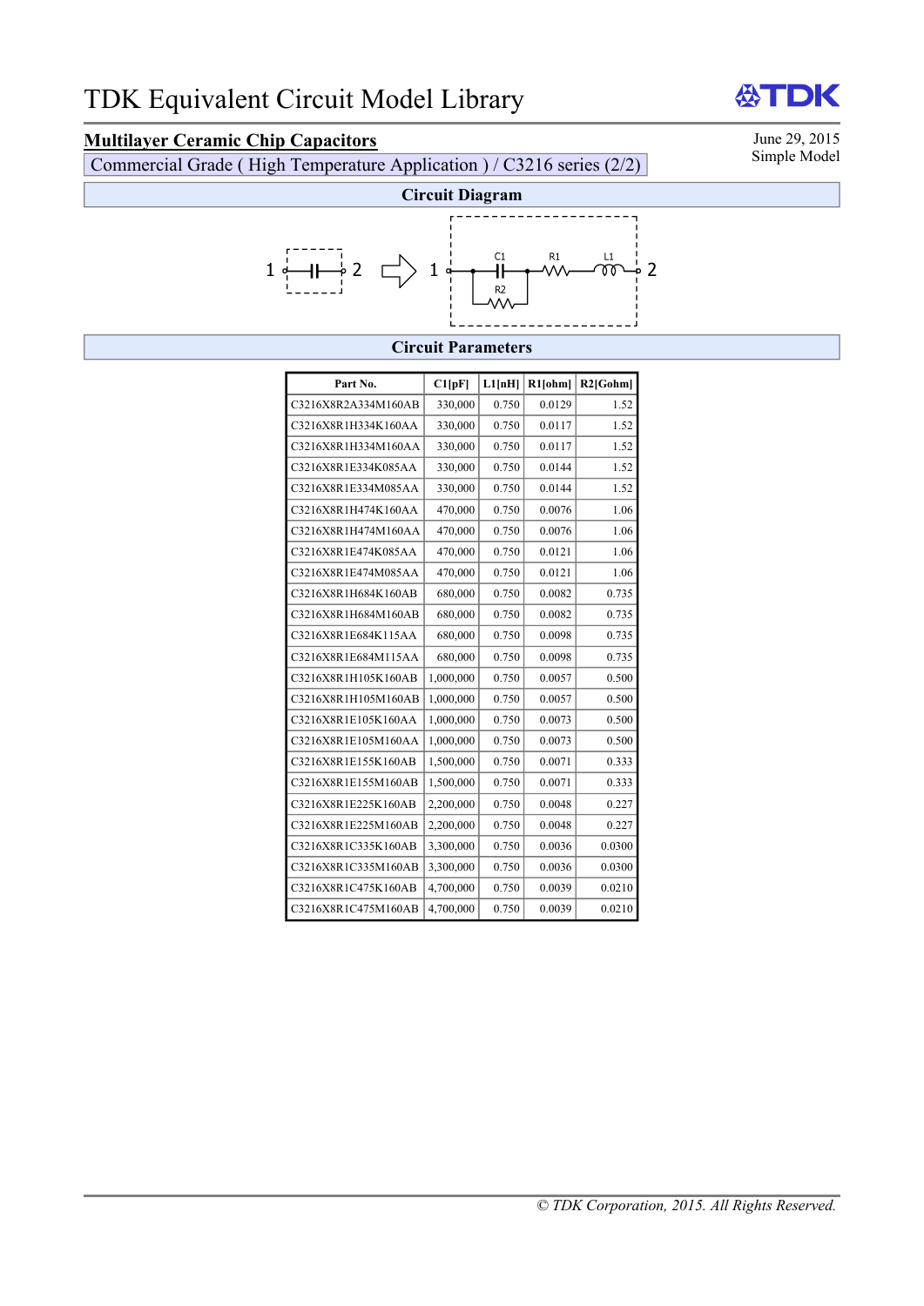# TDK Equivalent Circuit Model Library

## Multilayer Ceramic Chip Capacitors

Commercial Grade ( High Temperature Application ) / C3216 series (2/2)

June 29, 2015
Simple Model

### Circuit Diagram

1 2 ⇨ 1 C1 R1 L1 2
R2

### Circuit Parameters

| Part No. | C1[pF] | L1[nH] | R1[ohm] | R2[Gohm] |
|---|---|---|---|---|
| C3216X8R2A334M160AB | 330,000 | 0.750 | 0.0129 | 1.52 |
| C3216X8R1H334K160AA | 330,000 | 0.750 | 0.0117 | 1.52 |
| C3216X8R1H334M160AA | 330,000 | 0.750 | 0.0117 | 1.52 |
| C3216X8R1E334K085AA | 330,000 | 0.750 | 0.0144 | 1.52 |
| C3216X8R1E334M085AA | 330,000 | 0.750 | 0.0144 | 1.52 |
| C3216X8R1H474K160AA | 470,000 | 0.750 | 0.0076 | 1.06 |
| C3216X8R1H474M160AA | 470,000 | 0.750 | 0.0076 | 1.06 |
| C3216X8R1E474K085AA | 470,000 | 0.750 | 0.0121 | 1.06 |
| C3216X8R1E474M085AA | 470,000 | 0.750 | 0.0121 | 1.06 |
| C3216X8R1H684K160AB | 680,000 | 0.750 | 0.0082 | 0.735 |
| C3216X8R1H684M160AB | 680,000 | 0.750 | 0.0082 | 0.735 |
| C3216X8R1E684K115AA | 680,000 | 0.750 | 0.0098 | 0.735 |
| C3216X8R1E684M115AA | 680,000 | 0.750 | 0.0098 | 0.735 |
| C3216X8R1H105K160AB | 1,000,000 | 0.750 | 0.0057 | 0.500 |
| C3216X8R1H105M160AB | 1,000,000 | 0.750 | 0.0057 | 0.500 |
| C3216X8R1E105K160AA | 1,000,000 | 0.750 | 0.0073 | 0.500 |
| C3216X8R1E105M160AA | 1,000,000 | 0.750 | 0.0073 | 0.500 |
| C3216X8R1E155K160AB | 1,500,000 | 0.750 | 0.0071 | 0.333 |
| C3216X8R1E155M160AB | 1,500,000 | 0.750 | 0.0071 | 0.333 |
| C3216X8R1E225K160AB | 2,200,000 | 0.750 | 0.0048 | 0.227 |
| C3216X8R1E225M160AB | 2,200,000 | 0.750 | 0.0048 | 0.227 |
| C3216X8R1C335K160AB | 3,300,000 | 0.750 | 0.0036 | 0.0300 |
| C3216X8R1C335M160AB | 3,300,000 | 0.750 | 0.0036 | 0.0300 |
| C3216X8R1C475K160AB | 4,700,000 | 0.750 | 0.0039 | 0.0210 |
| C3216X8R1C475M160AB | 4,700,000 | 0.750 | 0.0039 | 0.0210 |

*© TDK Corporation, 2015. All Rights Reserved.*